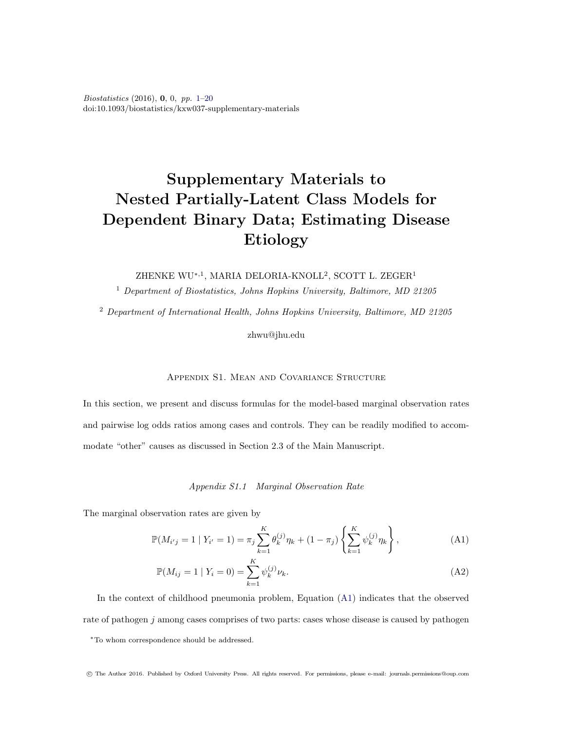Biostatistics (2016), **0**, 0, *pp.* 1–20
doi:10.1093/biostatistics/kxw037-supplementary-materials

# Supplementary Materials to Nested Partially-Latent Class Models for Dependent Binary Data; Estimating Disease Etiology

ZHENKE WU*[,1], MARIA DELORIA-KNOLL[2], SCOTT L. ZEGER[1]

[1] *Department of Biostatistics, Johns Hopkins University, Baltimore, MD 21205*

[2] *Department of International Health, Johns Hopkins University, Baltimore, MD 21205*

zhwu@jhu.edu

## Appendix S1. Mean and Covariance Structure

In this section, we present and discuss formulas for the model-based marginal observation rates and pairwise log odds ratios among cases and controls. They can be readily modified to accommodate "other" causes as discussed in Section 2.3 of the Main Manuscript.

### *Appendix S1.1 Marginal Observation Rate*

The marginal observation rates are given by

$$\mathbb{P}(M_{i'j} = 1 \mid Y_{i'} = 1) = \pi_j \sum_{k=1}^{K} \theta_k^{(j)} \eta_k + (1 - \pi_j) \left\{ \sum_{k=1}^{K} \psi_k^{(j)} \eta_k \right\}, \tag{A1}$$

$$\mathbb{P}(M_{ij} = 1 \mid Y_i = 0) = \sum_{k=1}^{K} \psi_k^{(j)} \nu_k. \tag{A2}$$

In the context of childhood pneumonia problem, Equation (A1) indicates that the observed rate of pathogen $j$ among cases comprises of two parts: cases whose disease is caused by pathogen

*To whom correspondence should be addressed.

© The Author 2016. Published by Oxford University Press. All rights reserved. For permissions, please e-mail: journals.permissions@oup.com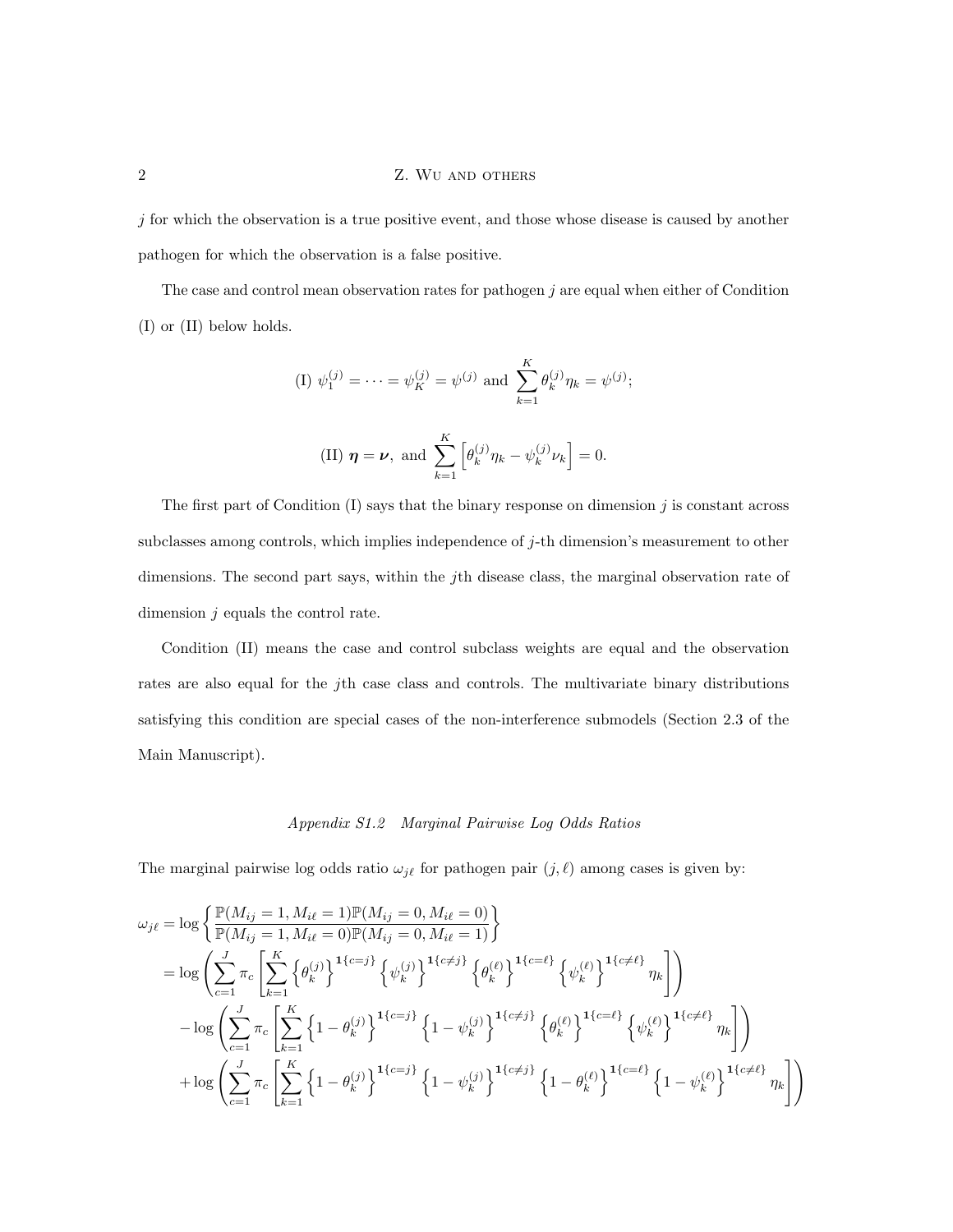$j$ for which the observation is a true positive event, and those whose disease is caused by another pathogen for which the observation is a false positive.

The case and control mean observation rates for pathogen $j$ are equal when either of Condition (I) or (II) below holds.

$$\text{(I) } \psi_1^{(j)} = \cdots = \psi_K^{(j)} = \psi^{(j)} \text{ and } \sum_{k=1}^{K} \theta_k^{(j)} \eta_k = \psi^{(j)};$$

$$\text{(II) } \boldsymbol{\eta} = \boldsymbol{\nu}, \text{ and } \sum_{k=1}^{K} \left[ \theta_k^{(j)} \eta_k - \psi_k^{(j)} \nu_k \right] = 0.$$

The first part of Condition (I) says that the binary response on dimension $j$ is constant across subclasses among controls, which implies independence of $j$-th dimension's measurement to other dimensions. The second part says, within the $j$th disease class, the marginal observation rate of dimension $j$ equals the control rate.

Condition (II) means the case and control subclass weights are equal and the observation rates are also equal for the $j$th case class and controls. The multivariate binary distributions satisfying this condition are special cases of the non-interference submodels (Section 2.3 of the Main Manuscript).

### *Appendix S1.2 Marginal Pairwise Log Odds Ratios*

The marginal pairwise log odds ratio $\omega_{j\ell}$ for pathogen pair $(j, \ell)$ among cases is given by:

$$
\begin{aligned}
\omega_{j\ell} &= \log \left\{ \frac{\mathbb{P}(M_{ij} = 1, M_{i\ell} = 1)\mathbb{P}(M_{ij} = 0, M_{i\ell} = 0)}{\mathbb{P}(M_{ij} = 1, M_{i\ell} = 0)\mathbb{P}(M_{ij} = 0, M_{i\ell} = 1)} \right\} \\
&= \log \left( \sum_{c=1}^{J} \pi_c \left[ \sum_{k=1}^{K} \left\{ \theta_k^{(j)} \right\}^{\mathbf{1}\{c=j\}} \left\{ \psi_k^{(j)} \right\}^{\mathbf{1}\{c \neq j\}} \left\{ \theta_k^{(\ell)} \right\}^{\mathbf{1}\{c=\ell\}} \left\{ \psi_k^{(\ell)} \right\}^{\mathbf{1}\{c \neq \ell\}} \eta_k \right] \right) \\
&\quad - \log \left( \sum_{c=1}^{J} \pi_c \left[ \sum_{k=1}^{K} \left\{ 1 - \theta_k^{(j)} \right\}^{\mathbf{1}\{c=j\}} \left\{ 1 - \psi_k^{(j)} \right\}^{\mathbf{1}\{c \neq j\}} \left\{ \theta_k^{(\ell)} \right\}^{\mathbf{1}\{c=\ell\}} \left\{ \psi_k^{(\ell)} \right\}^{\mathbf{1}\{c \neq \ell\}} \eta_k \right] \right) \\
&\quad + \log \left( \sum_{c=1}^{J} \pi_c \left[ \sum_{k=1}^{K} \left\{ 1 - \theta_k^{(j)} \right\}^{\mathbf{1}\{c=j\}} \left\{ 1 - \psi_k^{(j)} \right\}^{\mathbf{1}\{c \neq j\}} \left\{ 1 - \theta_k^{(\ell)} \right\}^{\mathbf{1}\{c=\ell\}} \left\{ 1 - \psi_k^{(\ell)} \right\}^{\mathbf{1}\{c \neq \ell\}} \eta_k \right] \right)
\end{aligned}
$$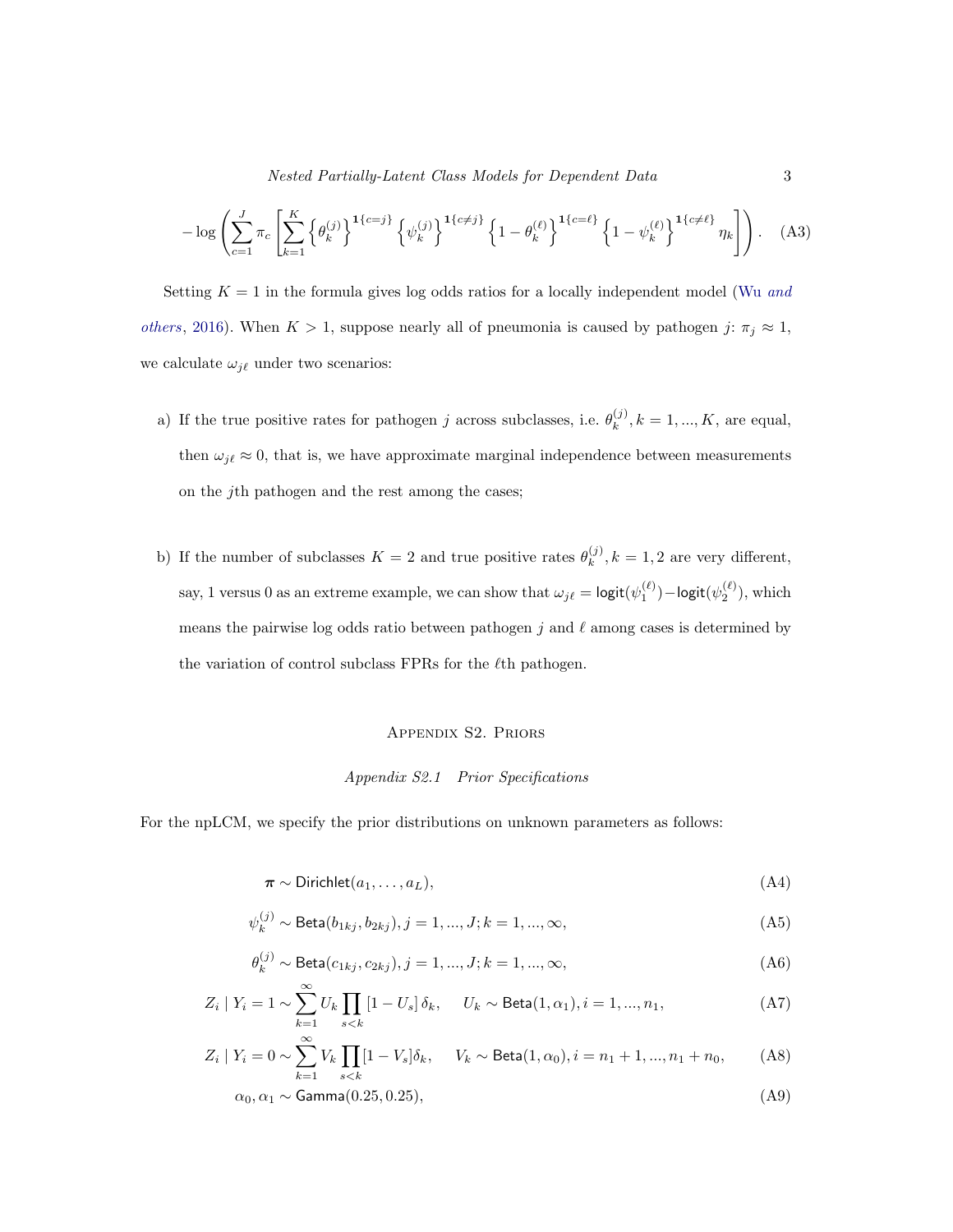$$-\log\left(\sum_{c=1}^{J}\pi_c\left[\sum_{k=1}^{K}\left\{\theta_k^{(j)}\right\}^{\mathbf{1}\{c=j\}}\left\{\psi_k^{(j)}\right\}^{\mathbf{1}\{c\neq j\}}\left\{1-\theta_k^{(\ell)}\right\}^{\mathbf{1}\{c=\ell\}}\left\{1-\psi_k^{(\ell)}\right\}^{\mathbf{1}\{c\neq \ell\}}\eta_k\right]\right). \quad \text{(A3)}$$

Setting $K=1$ in the formula gives log odds ratios for a locally independent model (Wu *and others*, 2016). When $K>1$, suppose nearly all of pneumonia is caused by pathogen $j$: $\pi_j \approx 1$, we calculate $\omega_{j\ell}$ under two scenarios:

a) If the true positive rates for pathogen $j$ across subclasses, i.e. $\theta_k^{(j)}, k=1,...,K$, are equal, then $\omega_{j\ell}\approx 0$, that is, we have approximate marginal independence between measurements on the $j$th pathogen and the rest among the cases;

b) If the number of subclasses $K=2$ and true positive rates $\theta_k^{(j)}, k=1,2$ are very different, say, 1 versus 0 as an extreme example, we can show that $\omega_{j\ell} = \mathsf{logit}(\psi_1^{(\ell)}) - \mathsf{logit}(\psi_2^{(\ell)})$, which means the pairwise log odds ratio between pathogen $j$ and $\ell$ among cases is determined by the variation of control subclass FPRs for the $\ell$th pathogen.

## Appendix S2. Priors

### *Appendix S2.1 Prior Specifications*

For the npLCM, we specify the prior distributions on unknown parameters as follows:

$$\boldsymbol{\pi} \sim \mathsf{Dirichlet}(a_1,\ldots,a_L), \quad \text{(A4)}$$

$$\psi_k^{(j)} \sim \mathsf{Beta}(b_{1kj}, b_{2kj}), j=1,...,J; k=1,...,\infty, \quad \text{(A5)}$$

$$\theta_k^{(j)} \sim \mathsf{Beta}(c_{1kj}, c_{2kj}), j=1,...,J; k=1,...,\infty, \quad \text{(A6)}$$

$$Z_i \mid Y_i = 1 \sim \sum_{k=1}^{\infty} U_k \prod_{s<k}\left[1-U_s\right]\delta_k, \quad U_k \sim \mathsf{Beta}(1,\alpha_1), i=1,...,n_1, \quad \text{(A7)}$$

$$Z_i \mid Y_i = 0 \sim \sum_{k=1}^{\infty} V_k \prod_{s<k}[1-V_s]\delta_k, \quad V_k \sim \mathsf{Beta}(1,\alpha_0), i=n_1+1,...,n_1+n_0, \quad \text{(A8)}$$

$$\alpha_0, \alpha_1 \sim \mathsf{Gamma}(0.25, 0.25), \quad \text{(A9)}$$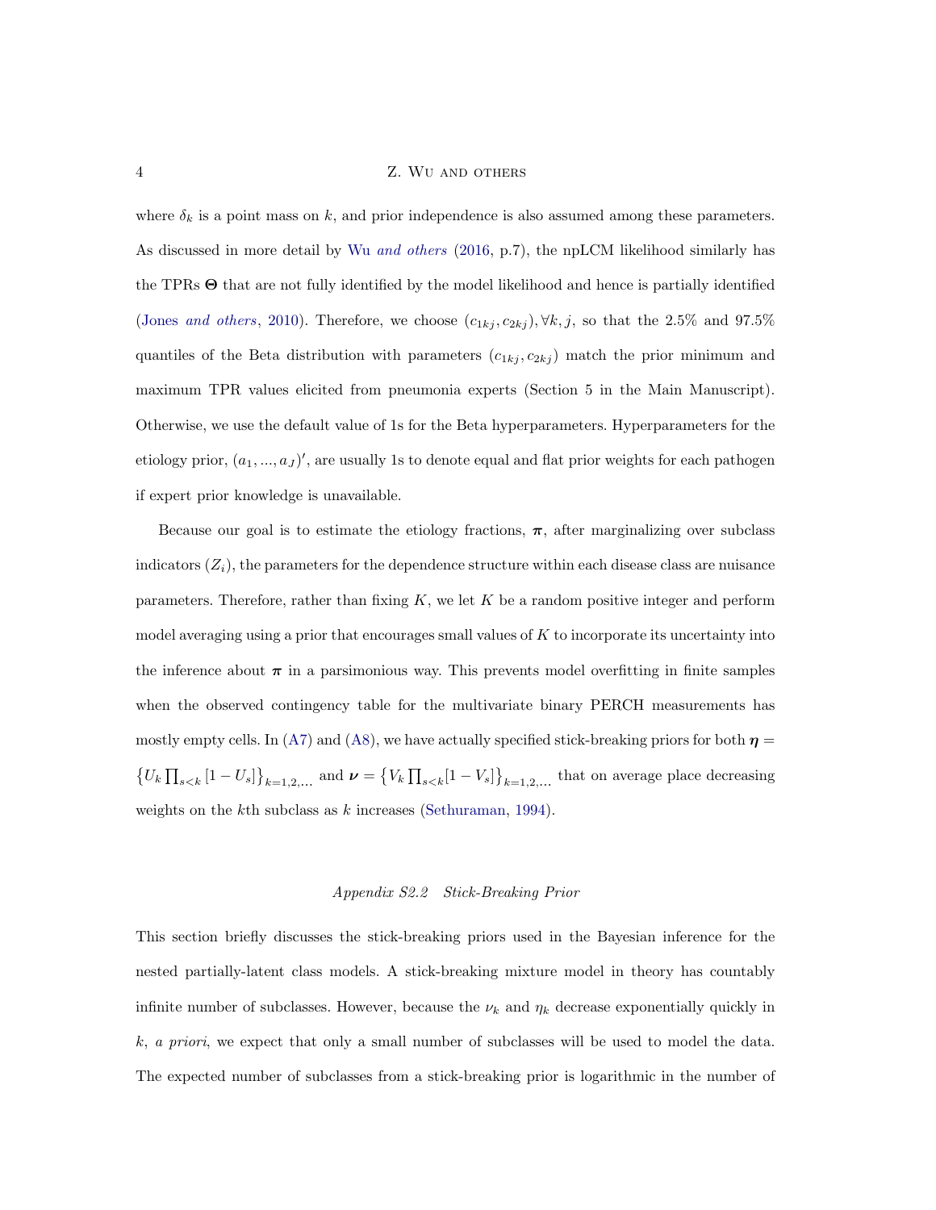where $\delta_k$ is a point mass on $k$, and prior independence is also assumed among these parameters. As discussed in more detail by Wu *and others* (2016, p.7), the npLCM likelihood similarly has the TPRs $\mathbf{\Theta}$ that are not fully identified by the model likelihood and hence is partially identified (Jones *and others*, 2010). Therefore, we choose $(c_{1kj}, c_{2kj}), \forall k, j$, so that the 2.5% and 97.5% quantiles of the Beta distribution with parameters $(c_{1kj}, c_{2kj})$ match the prior minimum and maximum TPR values elicited from pneumonia experts (Section 5 in the Main Manuscript). Otherwise, we use the default value of 1s for the Beta hyperparameters. Hyperparameters for the etiology prior, $(a_1, ..., a_J)'$, are usually 1s to denote equal and flat prior weights for each pathogen if expert prior knowledge is unavailable.

Because our goal is to estimate the etiology fractions, $\boldsymbol{\pi}$, after marginalizing over subclass indicators $(Z_i)$, the parameters for the dependence structure within each disease class are nuisance parameters. Therefore, rather than fixing $K$, we let $K$ be a random positive integer and perform model averaging using a prior that encourages small values of $K$ to incorporate its uncertainty into the inference about $\boldsymbol{\pi}$ in a parsimonious way. This prevents model overfitting in finite samples when the observed contingency table for the multivariate binary PERCH measurements has mostly empty cells. In (A7) and (A8), we have actually specified stick-breaking priors for both $\boldsymbol{\eta} = \left\{U_k \prod_{s<k} [1 - U_s]\right\}_{k=1,2,...}$ and $\boldsymbol{\nu} = \left\{V_k \prod_{s<k} [1 - V_s]\right\}_{k=1,2,...}$ that on average place decreasing weights on the $k$th subclass as $k$ increases (Sethuraman, 1994).

### *Appendix S2.2 Stick-Breaking Prior*

This section briefly discusses the stick-breaking priors used in the Bayesian inference for the nested partially-latent class models. A stick-breaking mixture model in theory has countably infinite number of subclasses. However, because the $\nu_k$ and $\eta_k$ decrease exponentially quickly in $k$, *a priori*, we expect that only a small number of subclasses will be used to model the data. The expected number of subclasses from a stick-breaking prior is logarithmic in the number of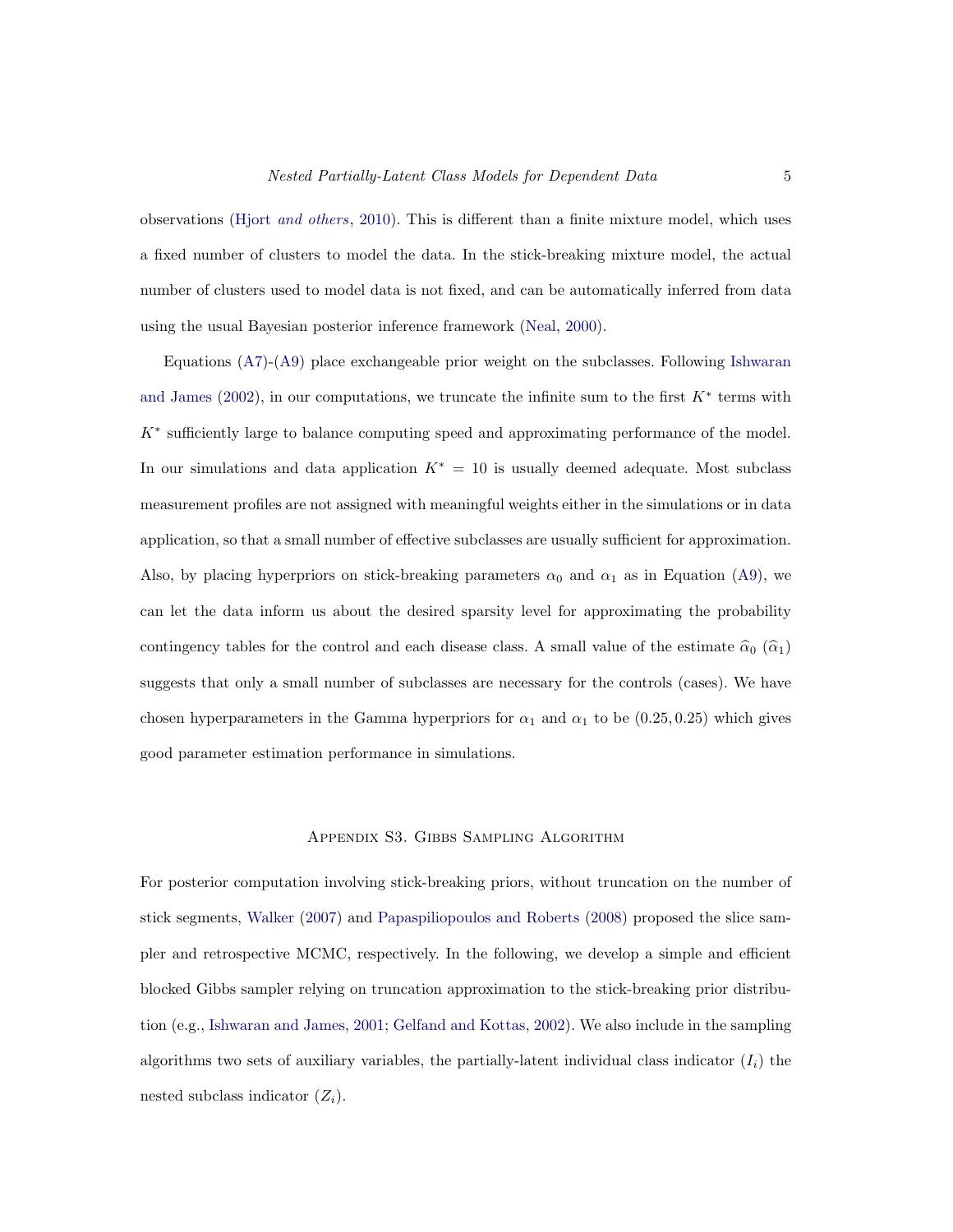observations (Hjort *and others*, 2010). This is different than a finite mixture model, which uses a fixed number of clusters to model the data. In the stick-breaking mixture model, the actual number of clusters used to model data is not fixed, and can be automatically inferred from data using the usual Bayesian posterior inference framework (Neal, 2000).

Equations (A7)-(A9) place exchangeable prior weight on the subclasses. Following Ishwaran and James (2002), in our computations, we truncate the infinite sum to the first $K^*$ terms with $K^*$ sufficiently large to balance computing speed and approximating performance of the model. In our simulations and data application $K^* = 10$ is usually deemed adequate. Most subclass measurement profiles are not assigned with meaningful weights either in the simulations or in data application, so that a small number of effective subclasses are usually sufficient for approximation. Also, by placing hyperpriors on stick-breaking parameters $\alpha_0$ and $\alpha_1$ as in Equation (A9), we can let the data inform us about the desired sparsity level for approximating the probability contingency tables for the control and each disease class. A small value of the estimate $\widehat{\alpha}_0$ ($\widehat{\alpha}_1$) suggests that only a small number of subclasses are necessary for the controls (cases). We have chosen hyperparameters in the Gamma hyperpriors for $\alpha_1$ and $\alpha_1$ to be $(0.25, 0.25)$ which gives good parameter estimation performance in simulations.

## Appendix S3. Gibbs Sampling Algorithm

For posterior computation involving stick-breaking priors, without truncation on the number of stick segments, Walker (2007) and Papaspiliopoulos and Roberts (2008) proposed the slice sampler and retrospective MCMC, respectively. In the following, we develop a simple and efficient blocked Gibbs sampler relying on truncation approximation to the stick-breaking prior distribution (e.g., Ishwaran and James, 2001; Gelfand and Kottas, 2002). We also include in the sampling algorithms two sets of auxiliary variables, the partially-latent individual class indicator ($I_i$) the nested subclass indicator ($Z_i$).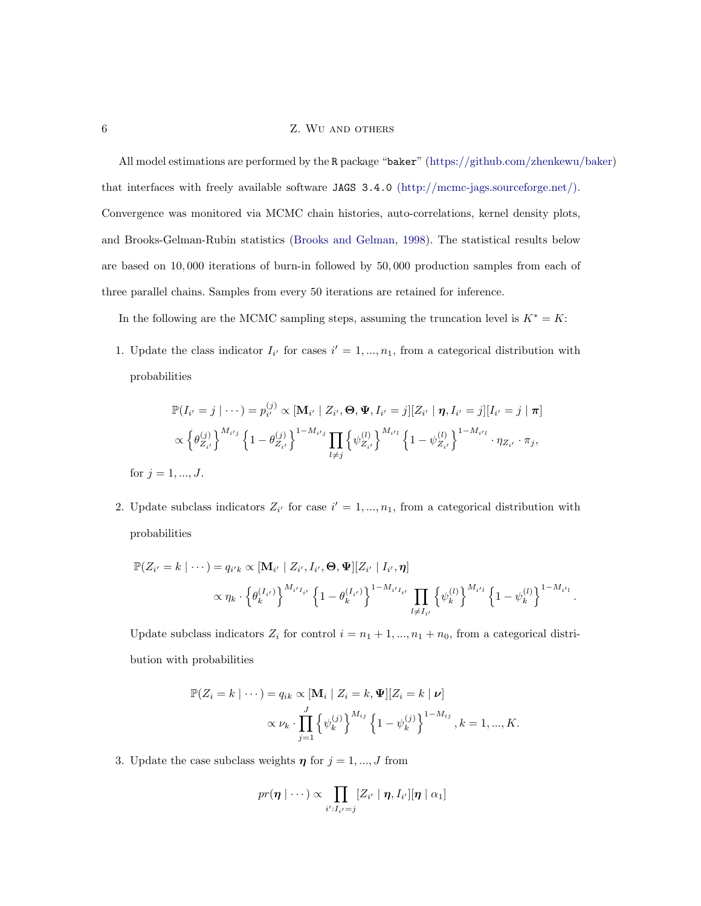All model estimations are performed by the R package "baker" (https://github.com/zhenkewu/baker) that interfaces with freely available software JAGS 3.4.0 (http://mcmc-jags.sourceforge.net/). Convergence was monitored via MCMC chain histories, auto-correlations, kernel density plots, and Brooks-Gelman-Rubin statistics (Brooks and Gelman, 1998). The statistical results below are based on $10,000$ iterations of burn-in followed by $50,000$ production samples from each of three parallel chains. Samples from every 50 iterations are retained for inference.

In the following are the MCMC sampling steps, assuming the truncation level is $K^* = K$:

1. Update the class indicator $I_{i'}$ for cases $i' = 1, ..., n_1$, from a categorical distribution with probabilities

$$\mathbb{P}(I_{i'} = j \mid \cdots) = p_{i'}^{(j)} \propto [\mathbf{M}_{i'} \mid Z_{i'}, \boldsymbol{\Theta}, \boldsymbol{\Psi}, I_{i'} = j][Z_{i'} \mid \boldsymbol{\eta}, I_{i'} = j][I_{i'} = j \mid \boldsymbol{\pi}]$$

$$\propto \left\{\theta_{Z_{i'}}^{(j)}\right\}^{M_{i'j}} \left\{1 - \theta_{Z_{i'}}^{(j)}\right\}^{1-M_{i'j}} \prod_{l \neq j} \left\{\psi_{Z_{i'}}^{(l)}\right\}^{M_{i'l}} \left\{1 - \psi_{Z_{i'}}^{(l)}\right\}^{1-M_{i'l}} \cdot \eta_{Z_{i'}} \cdot \pi_j,$$

   for $j = 1, ..., J$.

2. Update subclass indicators $Z_{i'}$ for case $i' = 1, ..., n_1$, from a categorical distribution with probabilities

$$\mathbb{P}(Z_{i'} = k \mid \cdots) = q_{i'k} \propto [\mathbf{M}_{i'} \mid Z_{i'}, I_{i'}, \boldsymbol{\Theta}, \boldsymbol{\Psi}][Z_{i'} \mid I_{i'}, \boldsymbol{\eta}]$$

$$\propto \eta_k \cdot \left\{\theta_k^{(I_{i'})}\right\}^{M_{i'I_{i'}}} \left\{1 - \theta_k^{(I_{i'})}\right\}^{1-M_{i'I_{i'}}} \prod_{l \neq I_{i'}} \left\{\psi_k^{(l)}\right\}^{M_{i'l}} \left\{1 - \psi_k^{(l)}\right\}^{1-M_{i'l}}.$$

   Update subclass indicators $Z_i$ for control $i = n_1 + 1, ..., n_1 + n_0$, from a categorical distribution with probabilities

$$\mathbb{P}(Z_i = k \mid \cdots) = q_{ik} \propto [\mathbf{M}_i \mid Z_i = k, \boldsymbol{\Psi}][Z_i = k \mid \boldsymbol{\nu}]$$

$$\propto \nu_k \cdot \prod_{j=1}^{J} \left\{\psi_k^{(j)}\right\}^{M_{ij}} \left\{1 - \psi_k^{(j)}\right\}^{1-M_{ij}}, k = 1, ..., K.$$

3. Update the case subclass weights $\boldsymbol{\eta}$ for $j = 1, ..., J$ from

$$pr(\boldsymbol{\eta} \mid \cdots) \propto \prod_{i': I_{i'} = j} [Z_{i'} \mid \boldsymbol{\eta}, I_{i'}][\boldsymbol{\eta} \mid \alpha_1]$$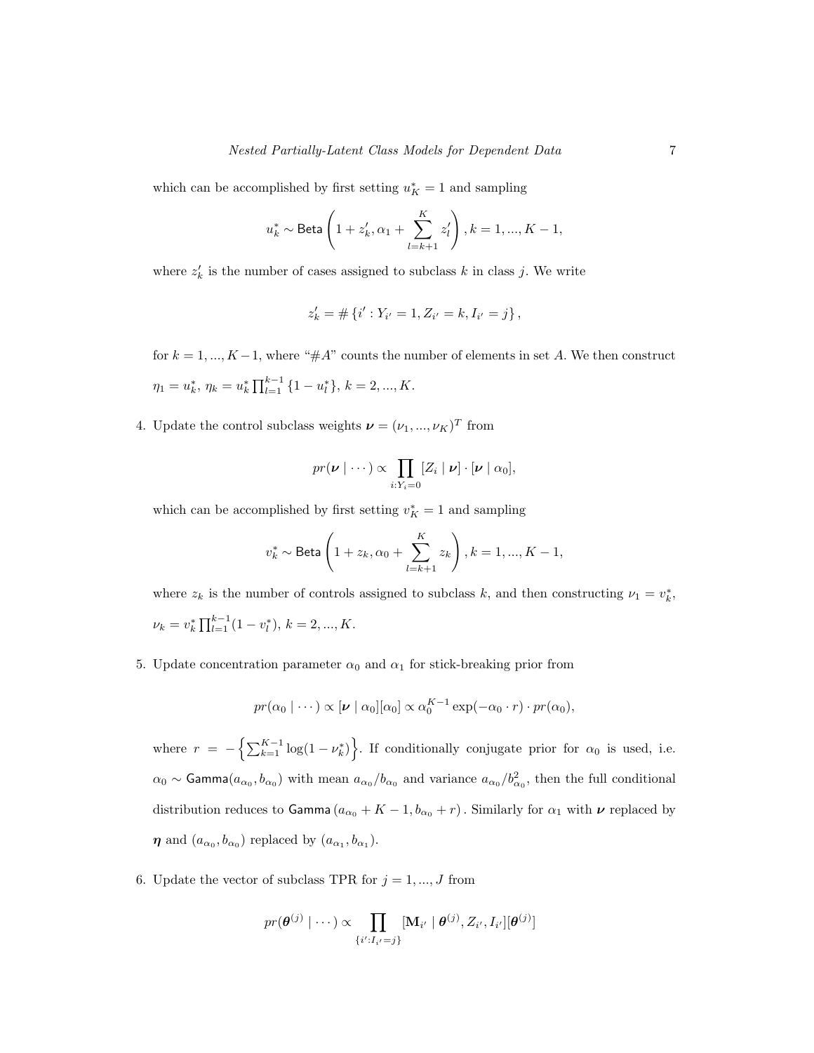which can be accomplished by first setting $u_K^* = 1$ and sampling

$$u_k^* \sim \mathsf{Beta}\left(1 + z_k', \alpha_1 + \sum_{l=k+1}^{K} z_l'\right), k = 1, ..., K-1,$$

where $z_k'$ is the number of cases assigned to subclass $k$ in class $j$. We write

$$z_k' = \#\left\{i' : Y_{i'} = 1, Z_{i'} = k, I_{i'} = j\right\},$$

for $k = 1, ..., K-1$, where "$\#A$" counts the number of elements in set $A$. We then construct $\eta_1 = u_k^*$, $\eta_k = u_k^* \prod_{l=1}^{k-1} \{1 - u_l^*\}$, $k = 2, ..., K$.

4. Update the control subclass weights $\boldsymbol{\nu} = (\nu_1, ..., \nu_K)^T$ from

$$pr(\boldsymbol{\nu} \mid \cdots) \propto \prod_{i:Y_i=0} [Z_i \mid \boldsymbol{\nu}] \cdot [\boldsymbol{\nu} \mid \alpha_0],$$

which can be accomplished by first setting $v_K^* = 1$ and sampling

$$v_k^* \sim \mathsf{Beta}\left(1 + z_k, \alpha_0 + \sum_{l=k+1}^{K} z_k\right), k = 1, ..., K-1,$$

where $z_k$ is the number of controls assigned to subclass $k$, and then constructing $\nu_1 = v_k^*$, $\nu_k = v_k^* \prod_{l=1}^{k-1}(1 - v_l^*)$, $k = 2, ..., K$.

5. Update concentration parameter $\alpha_0$ and $\alpha_1$ for stick-breaking prior from

$$pr(\alpha_0 \mid \cdots) \propto [\boldsymbol{\nu} \mid \alpha_0][\alpha_0] \propto \alpha_0^{K-1} \exp(-\alpha_0 \cdot r) \cdot pr(\alpha_0),$$

where $r = -\left\{\sum_{k=1}^{K-1} \log(1 - \nu_k^*)\right\}$. If conditionally conjugate prior for $\alpha_0$ is used, i.e. $\alpha_0 \sim \mathsf{Gamma}(a_{\alpha_0}, b_{\alpha_0})$ with mean $a_{\alpha_0}/b_{\alpha_0}$ and variance $a_{\alpha_0}/b_{\alpha_0}^2$, then the full conditional distribution reduces to $\mathsf{Gamma}\left(a_{\alpha_0} + K - 1, b_{\alpha_0} + r\right)$. Similarly for $\alpha_1$ with $\boldsymbol{\nu}$ replaced by $\boldsymbol{\eta}$ and $(a_{\alpha_0}, b_{\alpha_0})$ replaced by $(a_{\alpha_1}, b_{\alpha_1})$.

6. Update the vector of subclass TPR for $j = 1, ..., J$ from

$$pr(\boldsymbol{\theta}^{(j)} \mid \cdots) \propto \prod_{\{i' : I_{i'} = j\}} [\mathbf{M}_{i'} \mid \boldsymbol{\theta}^{(j)}, Z_{i'}, I_{i'}][\boldsymbol{\theta}^{(j)}]$$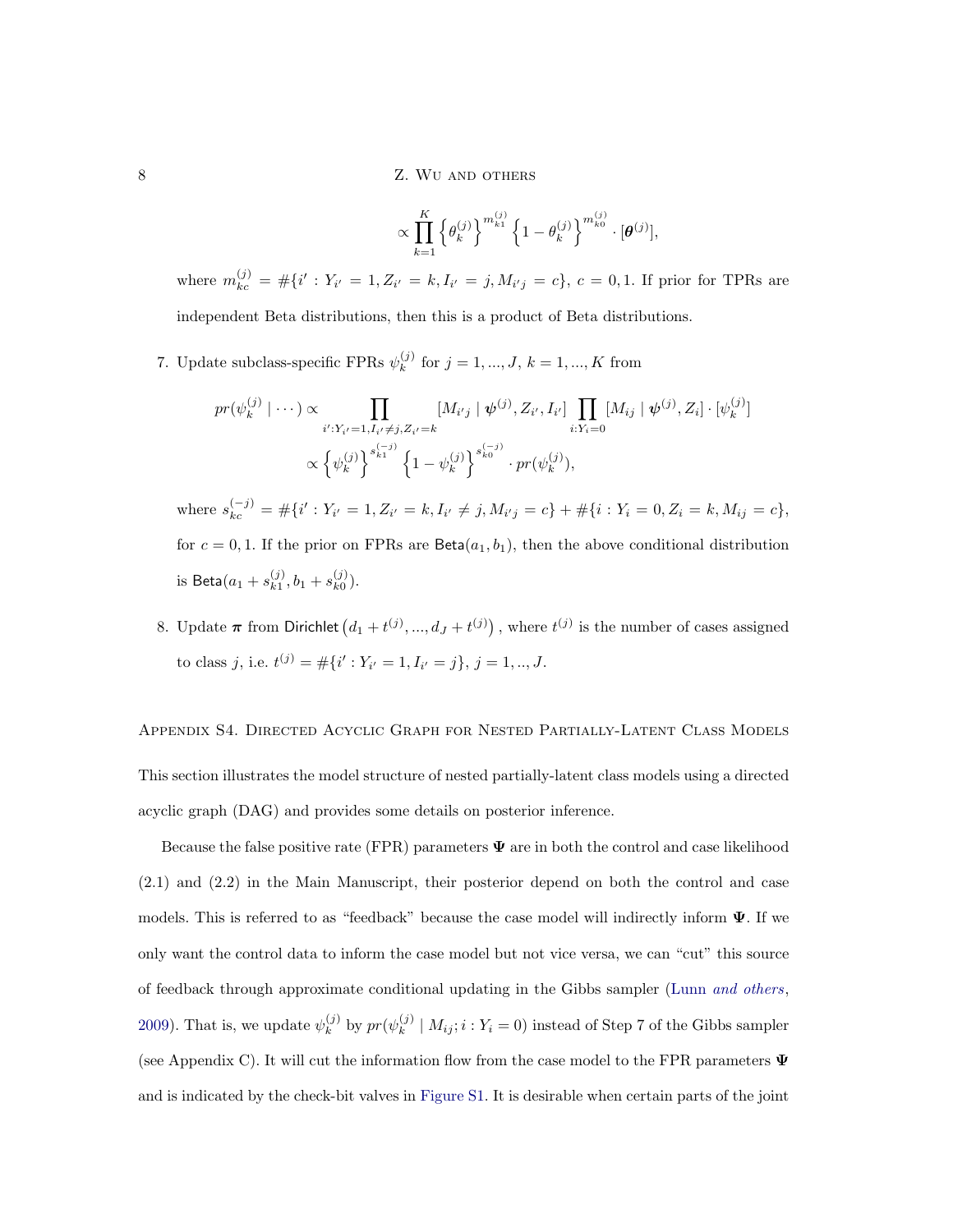$$\propto \prod_{k=1}^{K} \left\{\theta_k^{(j)}\right\}^{m_{k1}^{(j)}} \left\{1-\theta_k^{(j)}\right\}^{m_{k0}^{(j)}} \cdot [\boldsymbol{\theta}^{(j)}],$$

where $m_{kc}^{(j)} = \#\{i' : Y_{i'} = 1, Z_{i'} = k, I_{i'} = j, M_{i'j} = c\}$, $c = 0, 1$. If prior for TPRs are independent Beta distributions, then this is a product of Beta distributions.

7. Update subclass-specific FPRs $\psi_k^{(j)}$ for $j = 1, ..., J$, $k = 1, ..., K$ from

$$pr(\psi_k^{(j)} \mid \cdots) \propto \prod_{i':Y_{i'}=1, I_{i'}\neq j, Z_{i'}=k} [M_{i'j} \mid \boldsymbol{\psi}^{(j)}, Z_{i'}, I_{i'}] \prod_{i:Y_i=0} [M_{ij} \mid \boldsymbol{\psi}^{(j)}, Z_i] \cdot [\psi_k^{(j)}]$$

$$\propto \left\{\psi_k^{(j)}\right\}^{s_{k1}^{(-j)}} \left\{1-\psi_k^{(j)}\right\}^{s_{k0}^{(-j)}} \cdot pr(\psi_k^{(j)}),$$

where $s_{kc}^{(-j)} = \#\{i' : Y_{i'} = 1, Z_{i'} = k, I_{i'} \neq j, M_{i'j} = c\} + \#\{i : Y_i = 0, Z_i = k, M_{ij} = c\}$, for $c = 0, 1$. If the prior on FPRs are $\mathsf{Beta}(a_1, b_1)$, then the above conditional distribution is $\mathsf{Beta}(a_1 + s_{k1}^{(j)}, b_1 + s_{k0}^{(j)})$.

8. Update $\boldsymbol{\pi}$ from $\mathsf{Dirichlet}\left(d_1 + t^{(j)}, ..., d_J + t^{(j)}\right)$, where $t^{(j)}$ is the number of cases assigned to class $j$, i.e. $t^{(j)} = \#\{i' : Y_{i'} = 1, I_{i'} = j\}$, $j = 1, .., J$.

## Appendix S4. Directed Acyclic Graph for Nested Partially-Latent Class Models

This section illustrates the model structure of nested partially-latent class models using a directed acyclic graph (DAG) and provides some details on posterior inference.

Because the false positive rate (FPR) parameters $\boldsymbol{\Psi}$ are in both the control and case likelihood (2.1) and (2.2) in the Main Manuscript, their posterior depend on both the control and case models. This is referred to as "feedback" because the case model will indirectly inform $\boldsymbol{\Psi}$. If we only want the control data to inform the case model but not vice versa, we can "cut" this source of feedback through approximate conditional updating in the Gibbs sampler (Lunn *and others*, 2009). That is, we update $\psi_k^{(j)}$ by $pr(\psi_k^{(j)} \mid M_{ij}; i : Y_i = 0)$ instead of Step 7 of the Gibbs sampler (see Appendix C). It will cut the information flow from the case model to the FPR parameters $\boldsymbol{\Psi}$ and is indicated by the check-bit valves in Figure S1. It is desirable when certain parts of the joint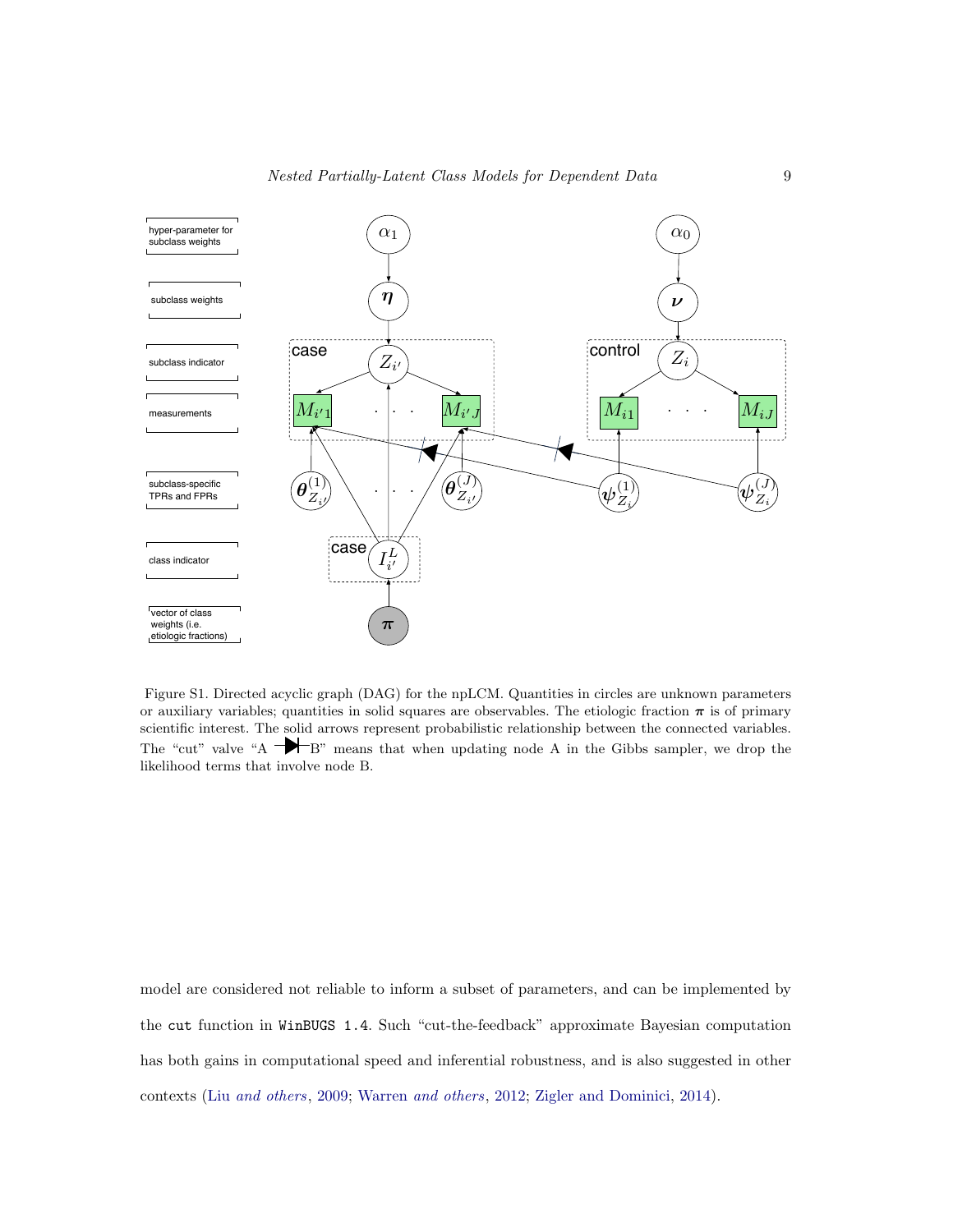hyper-parameter for subclass weights

subclass weights

subclass indicator

measurements

subclass-specific TPRs and FPRs

class indicator

vector of class weights (i.e. etiologic fractions)

$\alpha_1$

$\alpha_0$

$\boldsymbol{\eta}$

$\boldsymbol{\nu}$

case

control

$Z_{i'}$

$Z_i$

$M_{i'1}$ . . . $M_{i'J}$

$M_{i1}$ . . . $M_{iJ}$

$\boldsymbol{\theta}^{(1)}_{Z_{i'}}$ . . . $\boldsymbol{\theta}^{(J)}_{Z_{i'}}$

$\boldsymbol{\psi}^{(1)}_{Z_i}$

$\boldsymbol{\psi}^{(J)}_{Z_i}$

case

$I^L_{i'}$

$\boldsymbol{\pi}$

Figure S1. Directed acyclic graph (DAG) for the npLCM. Quantities in circles are unknown parameters or auxiliary variables; quantities in solid squares are observables. The etiologic fraction $\boldsymbol{\pi}$ is of primary scientific interest. The solid arrows represent probabilistic relationship between the connected variables. The "cut" valve "A ⊣B" means that when updating node A in the Gibbs sampler, we drop the likelihood terms that involve node B.

model are considered not reliable to inform a subset of parameters, and can be implemented by the `cut` function in `WinBUGS 1.4`. Such "cut-the-feedback" approximate Bayesian computation has both gains in computational speed and inferential robustness, and is also suggested in other contexts (Liu *and others*, 2009; Warren *and others*, 2012; Zigler and Dominici, 2014).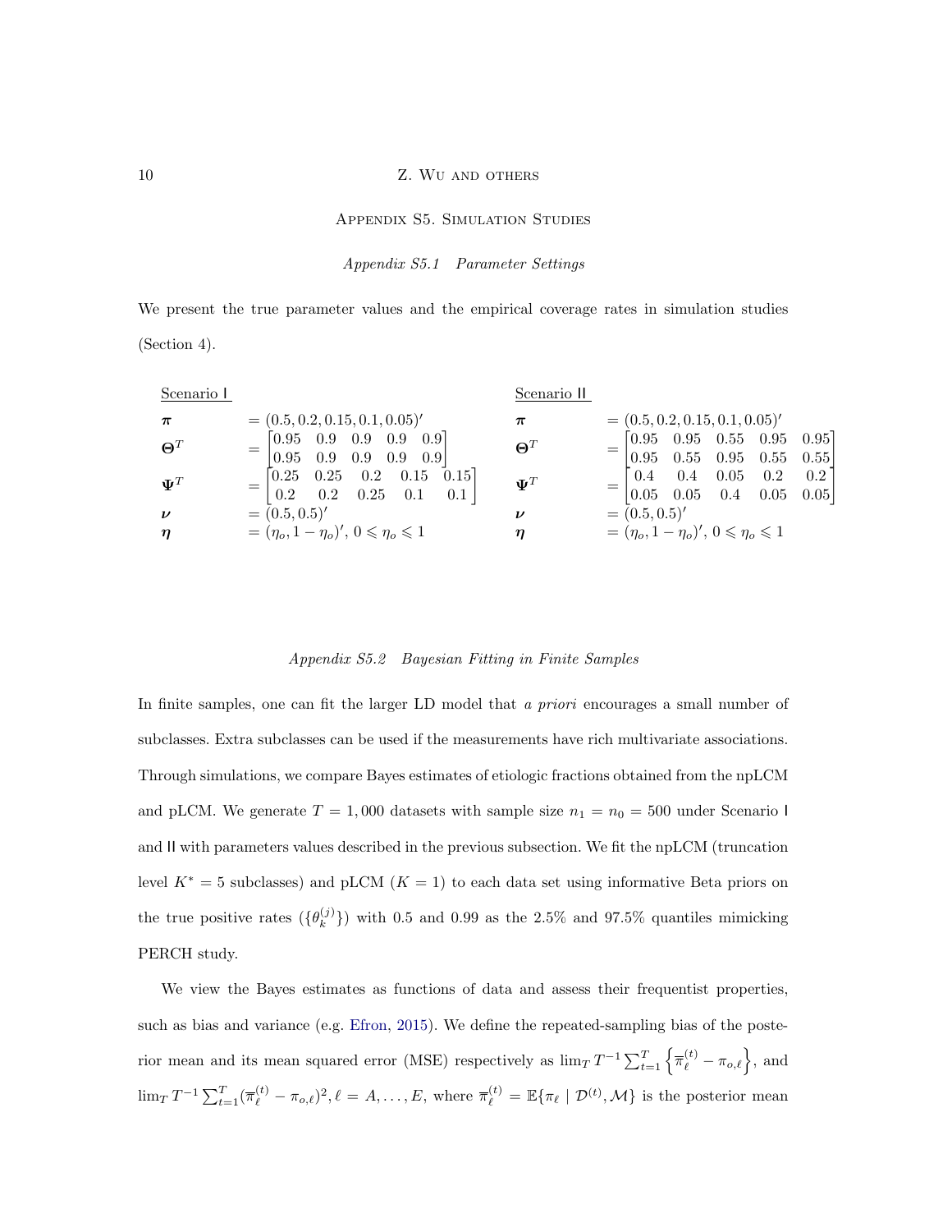## Appendix S5. Simulation Studies

### Appendix S5.1 Parameter Settings

We present the true parameter values and the empirical coverage rates in simulation studies (Section 4).

**Scenario I**

$$
\begin{aligned}
\boldsymbol{\pi} &= (0.5, 0.2, 0.15, 0.1, 0.05)' \\
\boldsymbol{\Theta}^T &= \begin{bmatrix} 0.95 & 0.9 & 0.9 & 0.9 & 0.9 \\ 0.95 & 0.9 & 0.9 & 0.9 & 0.9 \end{bmatrix} \\
\boldsymbol{\Psi}^T &= \begin{bmatrix} 0.25 & 0.25 & 0.2 & 0.15 & 0.15 \\ 0.2 & 0.2 & 0.25 & 0.1 & 0.1 \end{bmatrix} \\
\boldsymbol{\nu} &= (0.5, 0.5)' \\
\boldsymbol{\eta} &= (\eta_o, 1-\eta_o)',\ 0 \leqslant \eta_o \leqslant 1
\end{aligned}
$$

**Scenario II**

$$
\begin{aligned}
\boldsymbol{\pi} &= (0.5, 0.2, 0.15, 0.1, 0.05)' \\
\boldsymbol{\Theta}^T &= \begin{bmatrix} 0.95 & 0.95 & 0.55 & 0.95 & 0.95 \\ 0.95 & 0.55 & 0.95 & 0.55 & 0.55 \end{bmatrix} \\
\boldsymbol{\Psi}^T &= \begin{bmatrix} 0.4 & 0.4 & 0.05 & 0.2 & 0.2 \\ 0.05 & 0.05 & 0.4 & 0.05 & 0.05 \end{bmatrix} \\
\boldsymbol{\nu} &= (0.5, 0.5)' \\
\boldsymbol{\eta} &= (\eta_o, 1-\eta_o)',\ 0 \leqslant \eta_o \leqslant 1
\end{aligned}
$$

### Appendix S5.2 Bayesian Fitting in Finite Samples

In finite samples, one can fit the larger LD model that *a priori* encourages a small number of subclasses. Extra subclasses can be used if the measurements have rich multivariate associations. Through simulations, we compare Bayes estimates of etiologic fractions obtained from the npLCM and pLCM. We generate $T = 1,000$ datasets with sample size $n_1 = n_0 = 500$ under Scenario I and II with parameters values described in the previous subsection. We fit the npLCM (truncation level $K^* = 5$ subclasses) and pLCM ($K = 1$) to each data set using informative Beta priors on the true positive rates ($\{\theta_k^{(j)}\}$) with 0.5 and 0.99 as the 2.5% and 97.5% quantiles mimicking PERCH study.

We view the Bayes estimates as functions of data and assess their frequentist properties, such as bias and variance (e.g. Efron, 2015). We define the repeated-sampling bias of the posterior mean and its mean squared error (MSE) respectively as $\lim_T T^{-1}\sum_{t=1}^{T}\left\{\overline{\pi}_\ell^{(t)} - \pi_{o,\ell}\right\}$, and $\lim_T T^{-1}\sum_{t=1}^{T}(\overline{\pi}_\ell^{(t)} - \pi_{o,\ell})^2, \ell = A, \ldots, E$, where $\overline{\pi}_\ell^{(t)} = \mathbb{E}\{\pi_\ell \mid \mathcal{D}^{(t)}, \mathcal{M}\}$ is the posterior mean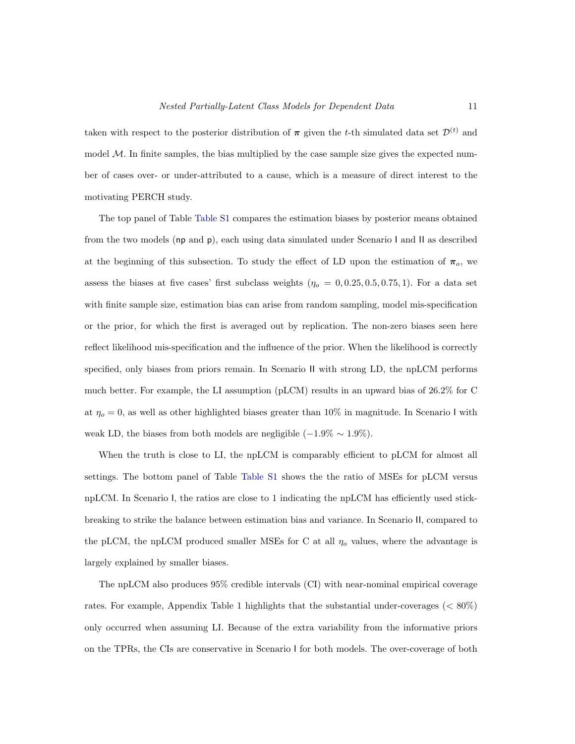taken with respect to the posterior distribution of $\boldsymbol{\pi}$ given the $t$-th simulated data set $\mathcal{D}^{(t)}$ and model $\mathcal{M}$. In finite samples, the bias multiplied by the case sample size gives the expected number of cases over- or under-attributed to a cause, which is a measure of direct interest to the motivating PERCH study.

The top panel of Table Table S1 compares the estimation biases by posterior means obtained from the two models (np and p), each using data simulated under Scenario I and II as described at the beginning of this subsection. To study the effect of LD upon the estimation of $\boldsymbol{\pi}_o$, we assess the biases at five cases' first subclass weights ($\eta_o = 0, 0.25, 0.5, 0.75, 1$). For a data set with finite sample size, estimation bias can arise from random sampling, model mis-specification or the prior, for which the first is averaged out by replication. The non-zero biases seen here reflect likelihood mis-specification and the influence of the prior. When the likelihood is correctly specified, only biases from priors remain. In Scenario II with strong LD, the npLCM performs much better. For example, the LI assumption (pLCM) results in an upward bias of 26.2% for C at $\eta_o = 0$, as well as other highlighted biases greater than 10% in magnitude. In Scenario I with weak LD, the biases from both models are negligible ($-1.9\% \sim 1.9\%$).

When the truth is close to LI, the npLCM is comparably efficient to pLCM for almost all settings. The bottom panel of Table Table S1 shows the the ratio of MSEs for pLCM versus npLCM. In Scenario I, the ratios are close to 1 indicating the npLCM has efficiently used stick-breaking to strike the balance between estimation bias and variance. In Scenario II, compared to the pLCM, the npLCM produced smaller MSEs for C at all $\eta_o$ values, where the advantage is largely explained by smaller biases.

The npLCM also produces 95% credible intervals (CI) with near-nominal empirical coverage rates. For example, Appendix Table 1 highlights that the substantial under-coverages ($< 80\%$) only occurred when assuming LI. Because of the extra variability from the informative priors on the TPRs, the CIs are conservative in Scenario I for both models. The over-coverage of both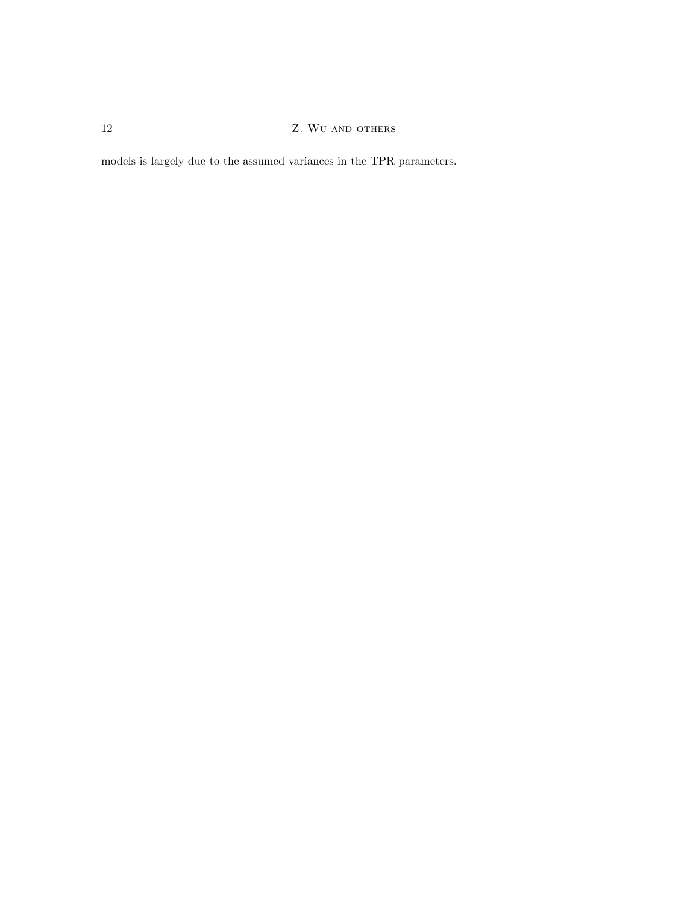models is largely due to the assumed variances in the TPR parameters.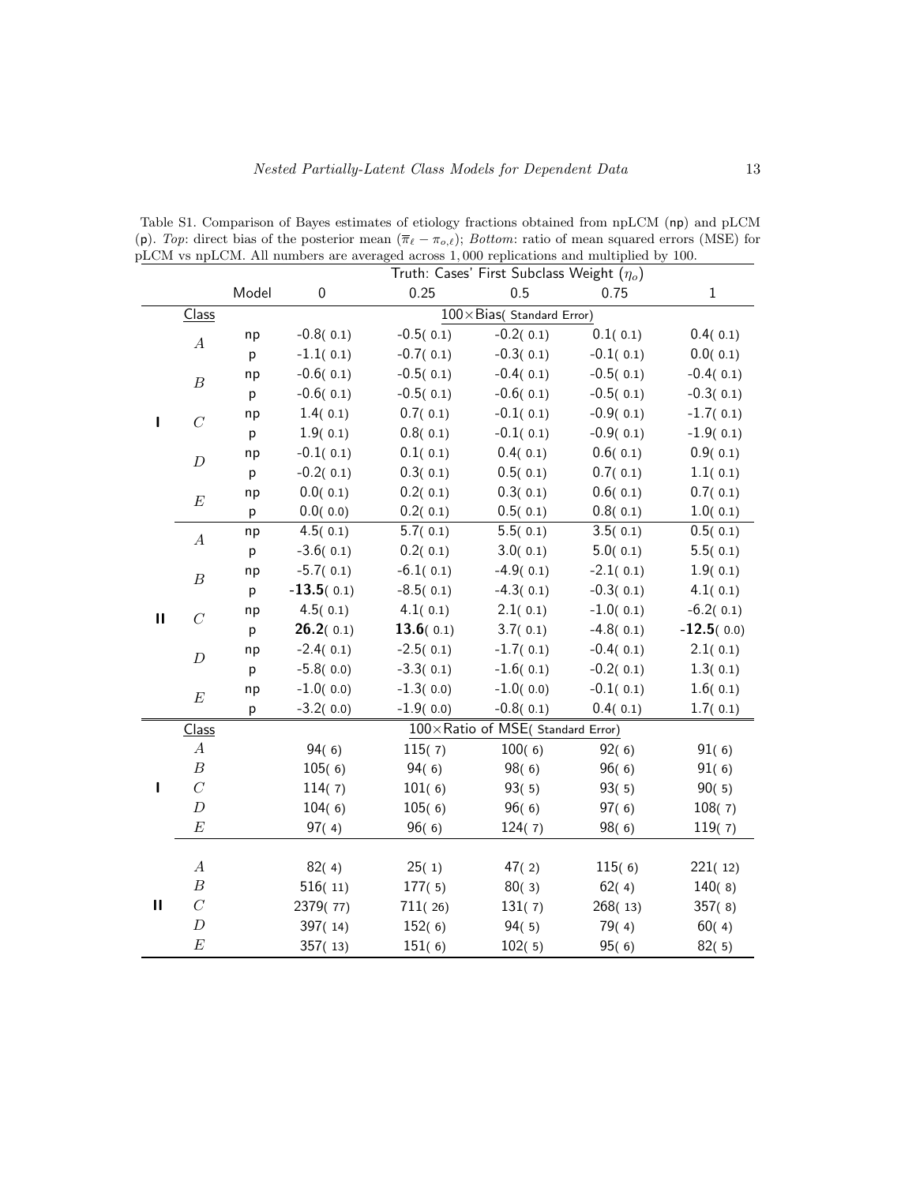Table S1. Comparison of Bayes estimates of etiology fractions obtained from npLCM (np) and pLCM (p). *Top*: direct bias of the posterior mean ($\overline{\pi}_\ell - \pi_{o,\ell}$); *Bottom*: ratio of mean squared errors (MSE) for pLCM vs npLCM. All numbers are averaged across 1,000 replications and multiplied by 100.

| | | | Truth: Cases' First Subclass Weight ($\eta_o$) | | | | |
|---|---|---|---|---|---|---|---|
| | | Model | 0 | 0.25 | 0.5 | 0.75 | 1 |
| | Class | | 100×Bias( Standard Error) | | | | |
| I | $A$ | np | -0.8( 0.1) | -0.5( 0.1) | -0.2( 0.1) | 0.1( 0.1) | 0.4( 0.1) |
| | | p | -1.1( 0.1) | -0.7( 0.1) | -0.3( 0.1) | -0.1( 0.1) | 0.0( 0.1) |
| | $B$ | np | -0.6( 0.1) | -0.5( 0.1) | -0.4( 0.1) | -0.5( 0.1) | -0.4( 0.1) |
| | | p | -0.6( 0.1) | -0.5( 0.1) | -0.6( 0.1) | -0.5( 0.1) | -0.3( 0.1) |
| | $C$ | np | 1.4( 0.1) | 0.7( 0.1) | -0.1( 0.1) | -0.9( 0.1) | -1.7( 0.1) |
| | | p | 1.9( 0.1) | 0.8( 0.1) | -0.1( 0.1) | -0.9( 0.1) | -1.9( 0.1) |
| | $D$ | np | -0.1( 0.1) | 0.1( 0.1) | 0.4( 0.1) | 0.6( 0.1) | 0.9( 0.1) |
| | | p | -0.2( 0.1) | 0.3( 0.1) | 0.5( 0.1) | 0.7( 0.1) | 1.1( 0.1) |
| | $E$ | np | 0.0( 0.1) | 0.2( 0.1) | 0.3( 0.1) | 0.6( 0.1) | 0.7( 0.1) |
| | | p | 0.0( 0.0) | 0.2( 0.1) | 0.5( 0.1) | 0.8( 0.1) | 1.0( 0.1) |
| II | $A$ | np | 4.5( 0.1) | 5.7( 0.1) | 5.5( 0.1) | 3.5( 0.1) | 0.5( 0.1) |
| | | p | -3.6( 0.1) | 0.2( 0.1) | 3.0( 0.1) | 5.0( 0.1) | 5.5( 0.1) |
| | $B$ | np | -5.7( 0.1) | -6.1( 0.1) | -4.9( 0.1) | -2.1( 0.1) | 1.9( 0.1) |
| | | p | **-13.5**( 0.1) | -8.5( 0.1) | -4.3( 0.1) | -0.3( 0.1) | 4.1( 0.1) |
| | $C$ | np | 4.5( 0.1) | 4.1( 0.1) | 2.1( 0.1) | -1.0( 0.1) | -6.2( 0.1) |
| | | p | **26.2**( 0.1) | **13.6**( 0.1) | 3.7( 0.1) | -4.8( 0.1) | **-12.5**( 0.0) |
| | $D$ | np | -2.4( 0.1) | -2.5( 0.1) | -1.7( 0.1) | -0.4( 0.1) | 2.1( 0.1) |
| | | p | -5.8( 0.0) | -3.3( 0.1) | -1.6( 0.1) | -0.2( 0.1) | 1.3( 0.1) |
| | $E$ | np | -1.0( 0.0) | -1.3( 0.0) | -1.0( 0.0) | -0.1( 0.1) | 1.6( 0.1) |
| | | p | -3.2( 0.0) | -1.9( 0.0) | -0.8( 0.1) | 0.4( 0.1) | 1.7( 0.1) |
| | Class | | 100×Ratio of MSE( Standard Error) | | | | |
| I | $A$ | | 94( 6) | 115( 7) | 100( 6) | 92( 6) | 91( 6) |
| | $B$ | | 105( 6) | 94( 6) | 98( 6) | 96( 6) | 91( 6) |
| | $C$ | | 114( 7) | 101( 6) | 93( 5) | 93( 5) | 90( 5) |
| | $D$ | | 104( 6) | 105( 6) | 96( 6) | 97( 6) | 108( 7) |
| | $E$ | | 97( 4) | 96( 6) | 124( 7) | 98( 6) | 119( 7) |
| II | $A$ | | 82( 4) | 25( 1) | 47( 2) | 115( 6) | 221( 12) |
| | $B$ | | 516( 11) | 177( 5) | 80( 3) | 62( 4) | 140( 8) |
| | $C$ | | 2379( 77) | 711( 26) | 131( 7) | 268( 13) | 357( 8) |
| | $D$ | | 397( 14) | 152( 6) | 94( 5) | 79( 4) | 60( 4) |
| | $E$ | | 357( 13) | 151( 6) | 102( 5) | 95( 6) | 82( 5) |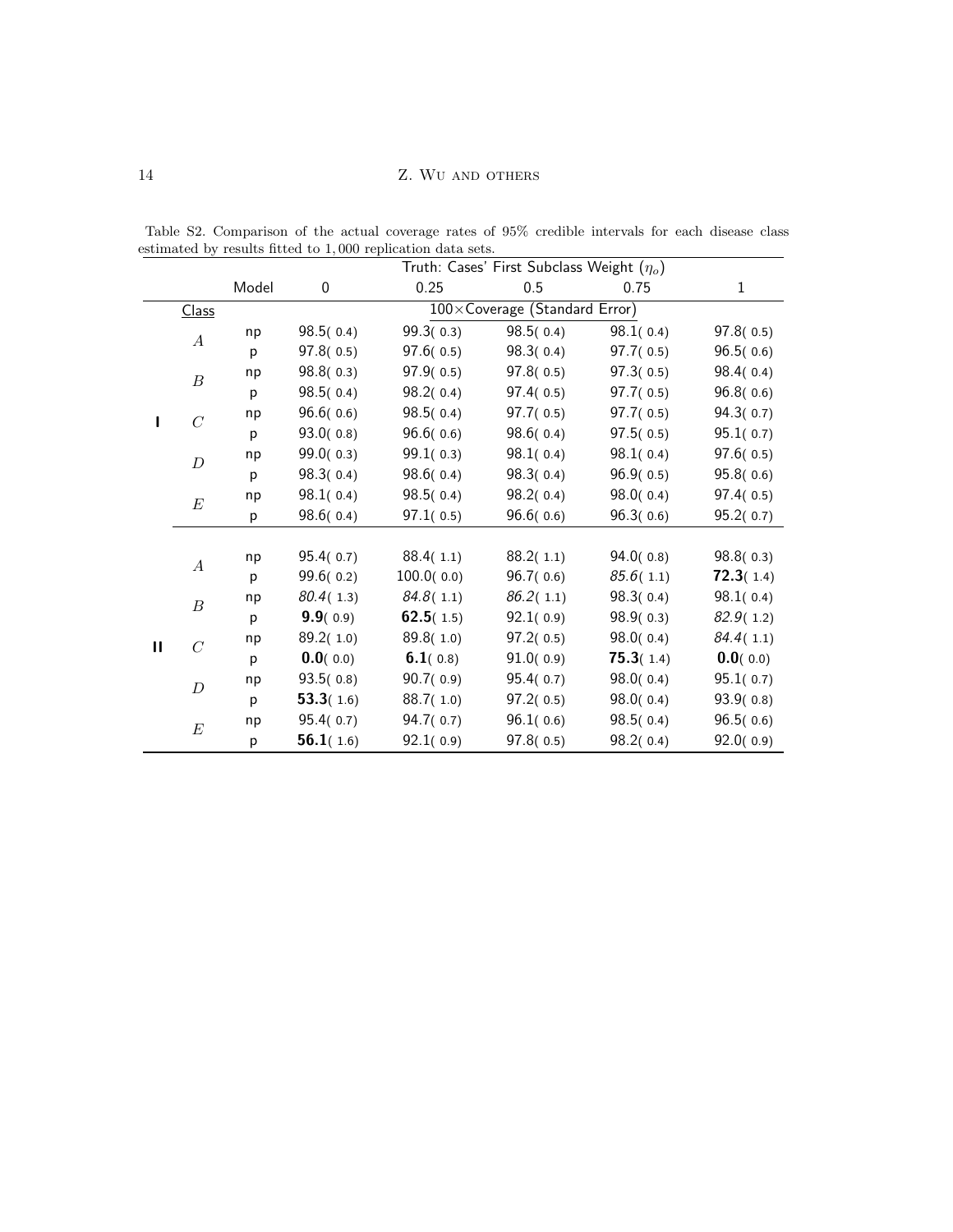Table S2. Comparison of the actual coverage rates of 95% credible intervals for each disease class estimated by results fitted to 1,000 replication data sets.

| | | | Truth: Cases' First Subclass Weight ($\eta_o$) | | | | |
|---|---|---|---|---|---|---|---|
| | | Model | 0 | 0.25 | 0.5 | 0.75 | 1 |
| | Class | | 100×Coverage (Standard Error) | | | | |
| **I** | $A$ | np | 98.5( 0.4) | 99.3( 0.3) | 98.5( 0.4) | 98.1( 0.4) | 97.8( 0.5) |
| | | p | 97.8( 0.5) | 97.6( 0.5) | 98.3( 0.4) | 97.7( 0.5) | 96.5( 0.6) |
| | $B$ | np | 98.8( 0.3) | 97.9( 0.5) | 97.8( 0.5) | 97.3( 0.5) | 98.4( 0.4) |
| | | p | 98.5( 0.4) | 98.2( 0.4) | 97.4( 0.5) | 97.7( 0.5) | 96.8( 0.6) |
| | $C$ | np | 96.6( 0.6) | 98.5( 0.4) | 97.7( 0.5) | 97.7( 0.5) | 94.3( 0.7) |
| | | p | 93.0( 0.8) | 96.6( 0.6) | 98.6( 0.4) | 97.5( 0.5) | 95.1( 0.7) |
| | $D$ | np | 99.0( 0.3) | 99.1( 0.3) | 98.1( 0.4) | 98.1( 0.4) | 97.6( 0.5) |
| | | p | 98.3( 0.4) | 98.6( 0.4) | 98.3( 0.4) | 96.9( 0.5) | 95.8( 0.6) |
| | $E$ | np | 98.1( 0.4) | 98.5( 0.4) | 98.2( 0.4) | 98.0( 0.4) | 97.4( 0.5) |
| | | p | 98.6( 0.4) | 97.1( 0.5) | 96.6( 0.6) | 96.3( 0.6) | 95.2( 0.7) |
| **II** | $A$ | np | 95.4( 0.7) | 88.4( 1.1) | 88.2( 1.1) | 94.0( 0.8) | 98.8( 0.3) |
| | | p | 99.6( 0.2) | 100.0( 0.0) | 96.7( 0.6) | *85.6*( 1.1) | **72.3**( 1.4) |
| | $B$ | np | *80.4*( 1.3) | *84.8*( 1.1) | *86.2*( 1.1) | 98.3( 0.4) | 98.1( 0.4) |
| | | p | **9.9**( 0.9) | **62.5**( 1.5) | 92.1( 0.9) | 98.9( 0.3) | *82.9*( 1.2) |
| | $C$ | np | 89.2( 1.0) | 89.8( 1.0) | 97.2( 0.5) | 98.0( 0.4) | *84.4*( 1.1) |
| | | p | **0.0**( 0.0) | **6.1**( 0.8) | 91.0( 0.9) | **75.3**( 1.4) | **0.0**( 0.0) |
| | $D$ | np | 93.5( 0.8) | 90.7( 0.9) | 95.4( 0.7) | 98.0( 0.4) | 95.1( 0.7) |
| | | p | **53.3**( 1.6) | 88.7( 1.0) | 97.2( 0.5) | 98.0( 0.4) | 93.9( 0.8) |
| | $E$ | np | 95.4( 0.7) | 94.7( 0.7) | 96.1( 0.6) | 98.5( 0.4) | 96.5( 0.6) |
| | | p | **56.1**( 1.6) | 92.1( 0.9) | 97.8( 0.5) | 98.2( 0.4) | 92.0( 0.9) |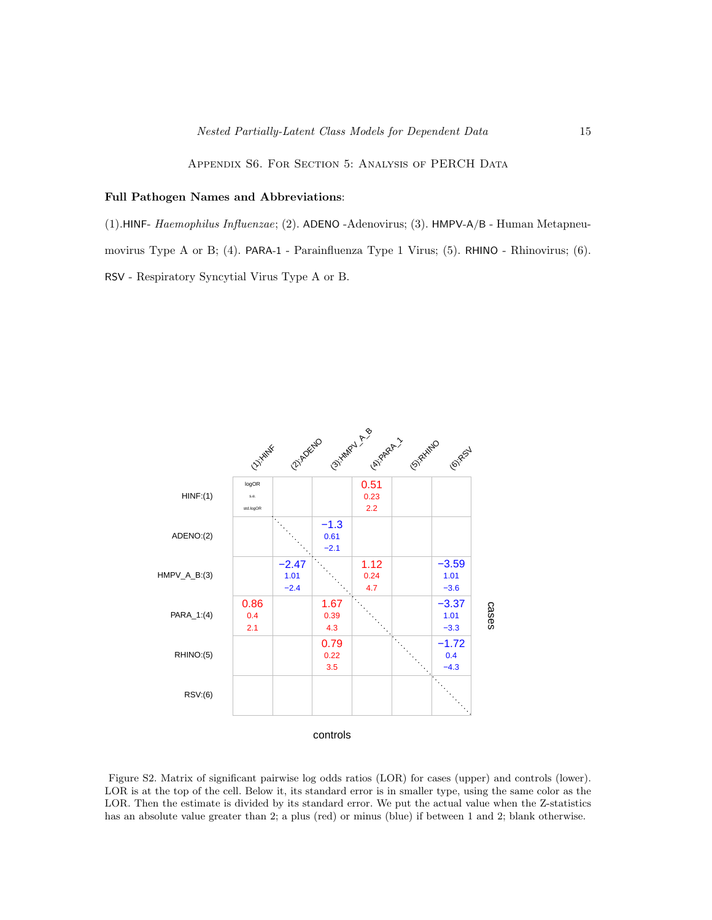## Appendix S6. For Section 5: Analysis of PERCH Data

**Full Pathogen Names and Abbreviations**:

(1).HINF- *Haemophilus Influenzae*; (2). ADENO -Adenovirus; (3). HMPV-A/B - Human Metapneumovirus Type A or B; (4). PARA-1 - Parainfluenza Type 1 Virus; (5). RHINO - Rhinovirus; (6). RSV - Respiratory Syncytial Virus Type A or B.

(1):HINF
(2):ADENO
(3):HMPV_A_B
(4):PARA_1
(5):RHINO
(6):RSV

HINF:(1)
ADENO:(2)
HMPV_A_B:(3)
PARA_1:(4)
RHINO:(5)
RSV:(6)

logOR
s.e.
std.logOR

0.51
0.23
2.2

−1.3
0.61
−2.1

−2.47
1.01
−2.4

1.12
0.24
4.7

−3.59
1.01
−3.6

0.86
0.4
2.1

1.67
0.39
4.3

−3.37
1.01
−3.3

0.79
0.22
3.5

−1.72
0.4
−4.3

cases

controls

Figure S2. Matrix of significant pairwise log odds ratios (LOR) for cases (upper) and controls (lower). LOR is at the top of the cell. Below it, its standard error is in smaller type, using the same color as the LOR. Then the estimate is divided by its standard error. We put the actual value when the Z-statistics has an absolute value greater than 2; a plus (red) or minus (blue) if between 1 and 2; blank otherwise.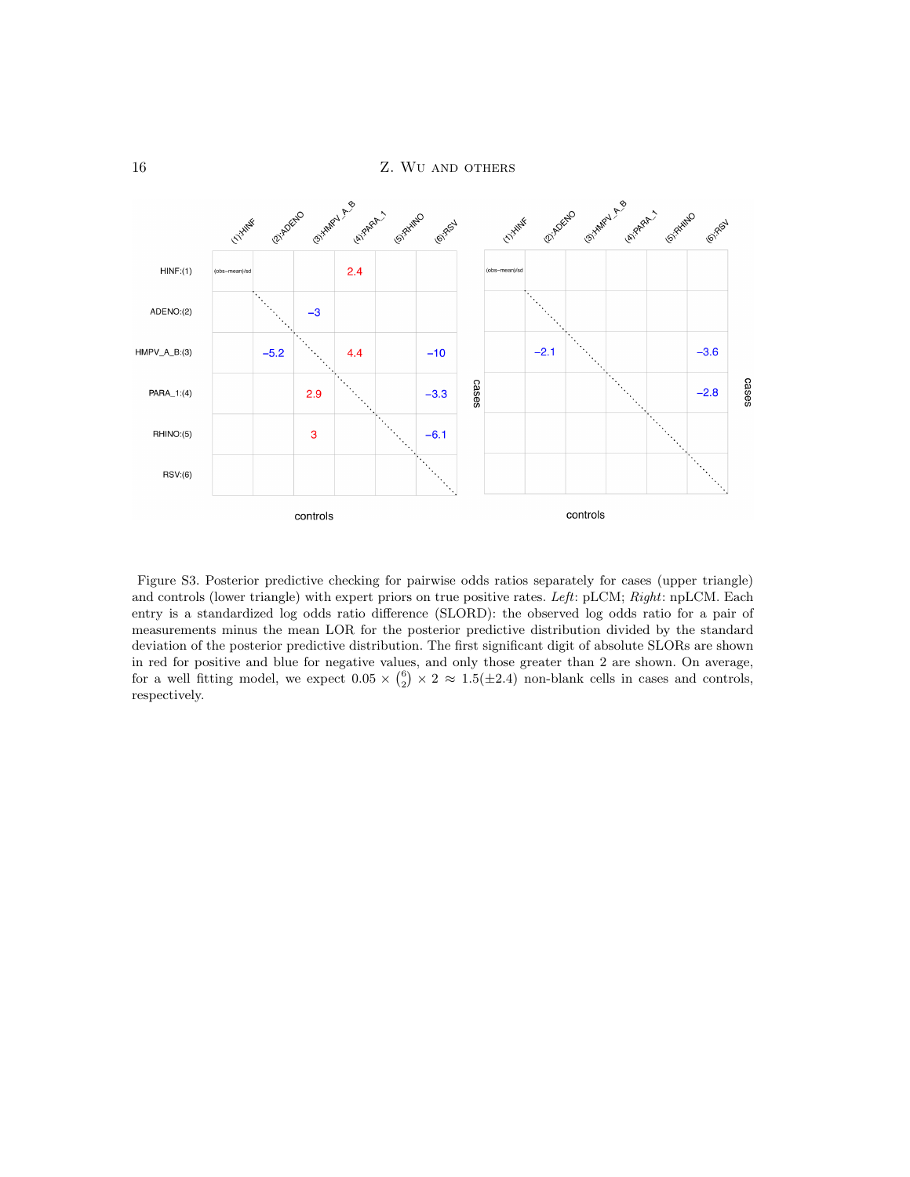(1):HINF (2):ADENO (3):HMPV_A_B (4):PARA_1 (5):RHINO (6):RSV

HINF:(1)
ADENO:(2)
HMPV_A_B:(3)
PARA_1:(4)
RHINO:(5)
RSV:(6)

(obs−mean)/sd

2.4
−3
−5.2
4.4
−10
2.9
−3.3
3
−6.1

cases

controls

(1):HINF (2):ADENO (3):HMPV_A_B (4):PARA_1 (5):RHINO (6):RSV

(obs−mean)/sd

−2.1
−3.6
−2.8

cases

controls

Figure S3. Posterior predictive checking for pairwise odds ratios separately for cases (upper triangle) and controls (lower triangle) with expert priors on true positive rates. *Left*: pLCM; *Right*: npLCM. Each entry is a standardized log odds ratio difference (SLORD): the observed log odds ratio for a pair of measurements minus the mean LOR for the posterior predictive distribution divided by the standard deviation of the posterior predictive distribution. The first significant digit of absolute SLORs are shown in red for positive and blue for negative values, and only those greater than 2 are shown. On average, for a well fitting model, we expect $0.05 \times \binom{6}{2} \times 2 \approx 1.5(\pm 2.4)$ non-blank cells in cases and controls, respectively.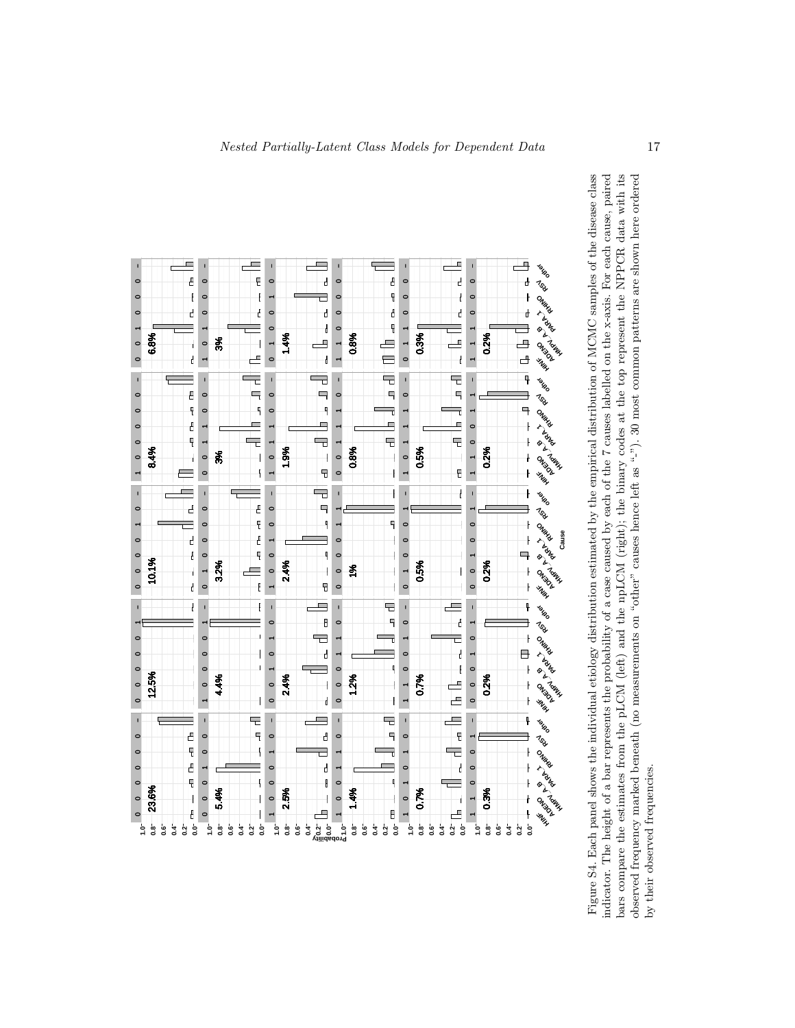Figure S4. Each panel shows the individual etiology distribution estimated by the empirical distribution of MCMC samples of the disease class indicator. The height of a bar represents the probability of a case caused by each of the 7 causes labelled on the x-axis. For each cause, paired bars compare the estimates from the pLCM (left) and the npLCM (right); the binary codes at the top represent the NPPCR data with its observed frequency marked beneath (no measurements on "other" causes hence left as "-"). 30 most common patterns are shown here ordered by their observed frequencies.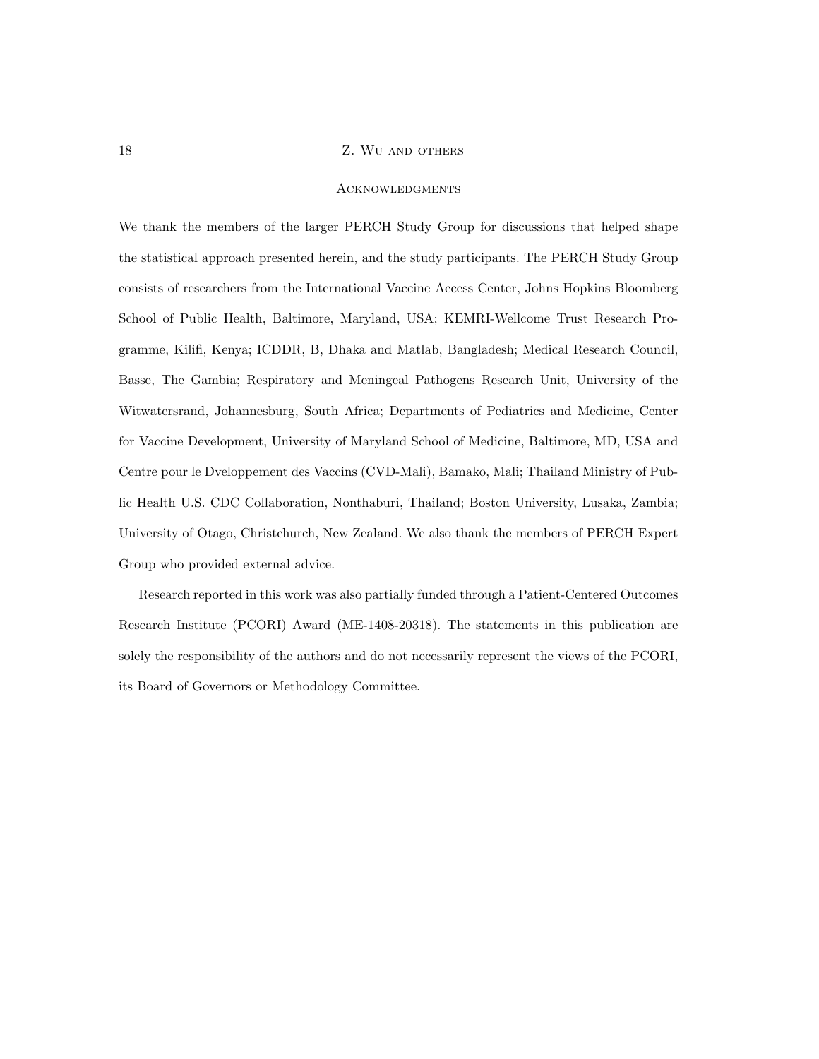## Acknowledgments

We thank the members of the larger PERCH Study Group for discussions that helped shape the statistical approach presented herein, and the study participants. The PERCH Study Group consists of researchers from the International Vaccine Access Center, Johns Hopkins Bloomberg School of Public Health, Baltimore, Maryland, USA; KEMRI-Wellcome Trust Research Programme, Kilifi, Kenya; ICDDR, B, Dhaka and Matlab, Bangladesh; Medical Research Council, Basse, The Gambia; Respiratory and Meningeal Pathogens Research Unit, University of the Witwatersrand, Johannesburg, South Africa; Departments of Pediatrics and Medicine, Center for Vaccine Development, University of Maryland School of Medicine, Baltimore, MD, USA and Centre pour le Dveloppement des Vaccins (CVD-Mali), Bamako, Mali; Thailand Ministry of Public Health U.S. CDC Collaboration, Nonthaburi, Thailand; Boston University, Lusaka, Zambia; University of Otago, Christchurch, New Zealand. We also thank the members of PERCH Expert Group who provided external advice.

Research reported in this work was also partially funded through a Patient-Centered Outcomes Research Institute (PCORI) Award (ME-1408-20318). The statements in this publication are solely the responsibility of the authors and do not necessarily represent the views of the PCORI, its Board of Governors or Methodology Committee.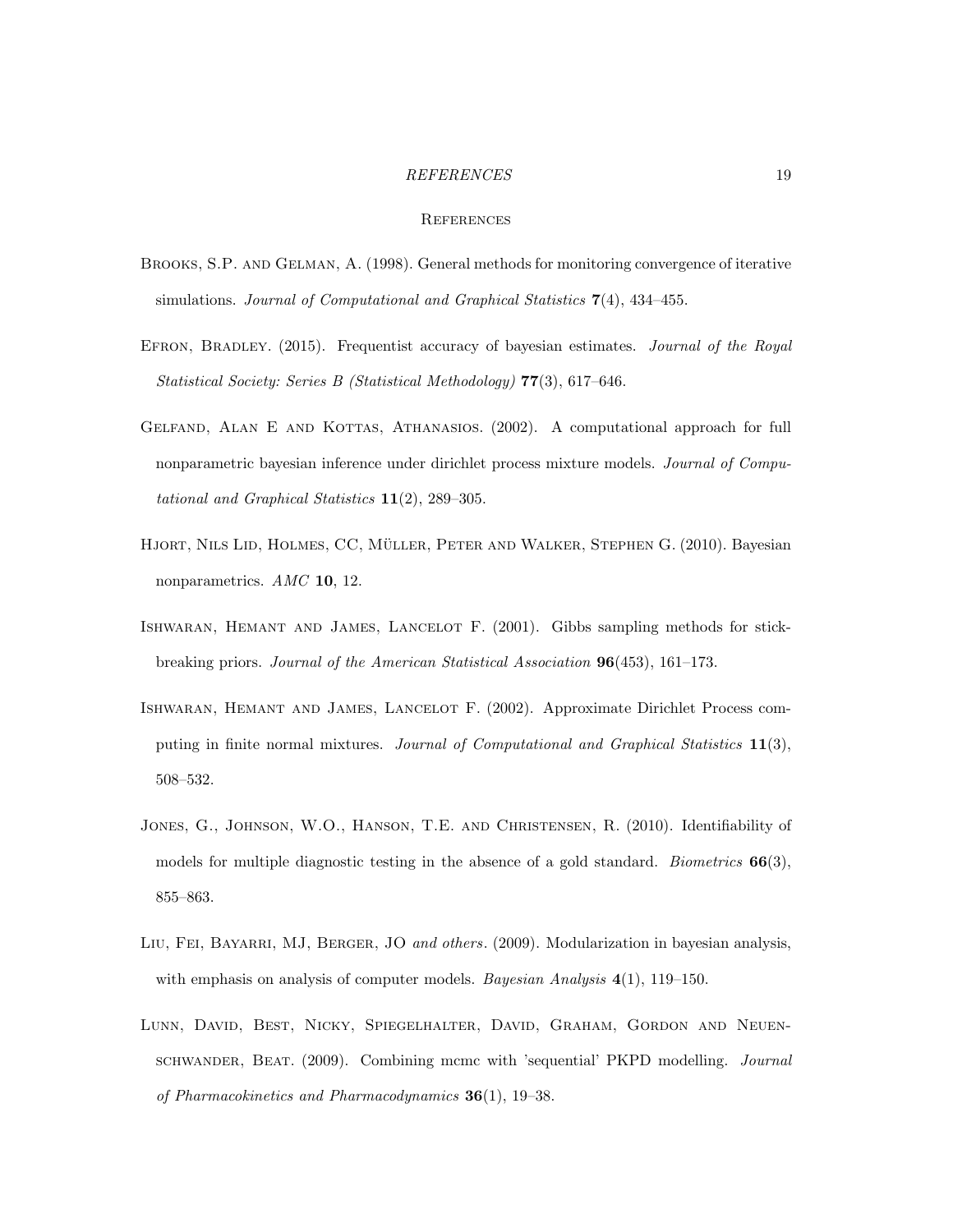# References

Brooks, S.P. and Gelman, A. (1998). General methods for monitoring convergence of iterative simulations. *Journal of Computational and Graphical Statistics* **7**(4), 434–455.

Efron, Bradley. (2015). Frequentist accuracy of bayesian estimates. *Journal of the Royal Statistical Society: Series B (Statistical Methodology)* **77**(3), 617–646.

Gelfand, Alan E and Kottas, Athanasios. (2002). A computational approach for full nonparametric bayesian inference under dirichlet process mixture models. *Journal of Computational and Graphical Statistics* **11**(2), 289–305.

Hjort, Nils Lid, Holmes, CC, Müller, Peter and Walker, Stephen G. (2010). Bayesian nonparametrics. *AMC* **10**, 12.

Ishwaran, Hemant and James, Lancelot F. (2001). Gibbs sampling methods for stick-breaking priors. *Journal of the American Statistical Association* **96**(453), 161–173.

Ishwaran, Hemant and James, Lancelot F. (2002). Approximate Dirichlet Process computing in finite normal mixtures. *Journal of Computational and Graphical Statistics* **11**(3), 508–532.

Jones, G., Johnson, W.O., Hanson, T.E. and Christensen, R. (2010). Identifiability of models for multiple diagnostic testing in the absence of a gold standard. *Biometrics* **66**(3), 855–863.

Liu, Fei, Bayarri, MJ, Berger, JO *and others*. (2009). Modularization in bayesian analysis, with emphasis on analysis of computer models. *Bayesian Analysis* **4**(1), 119–150.

Lunn, David, Best, Nicky, Spiegelhalter, David, Graham, Gordon and Neuenschwander, Beat. (2009). Combining mcmc with 'sequential' PKPD modelling. *Journal of Pharmacokinetics and Pharmacodynamics* **36**(1), 19–38.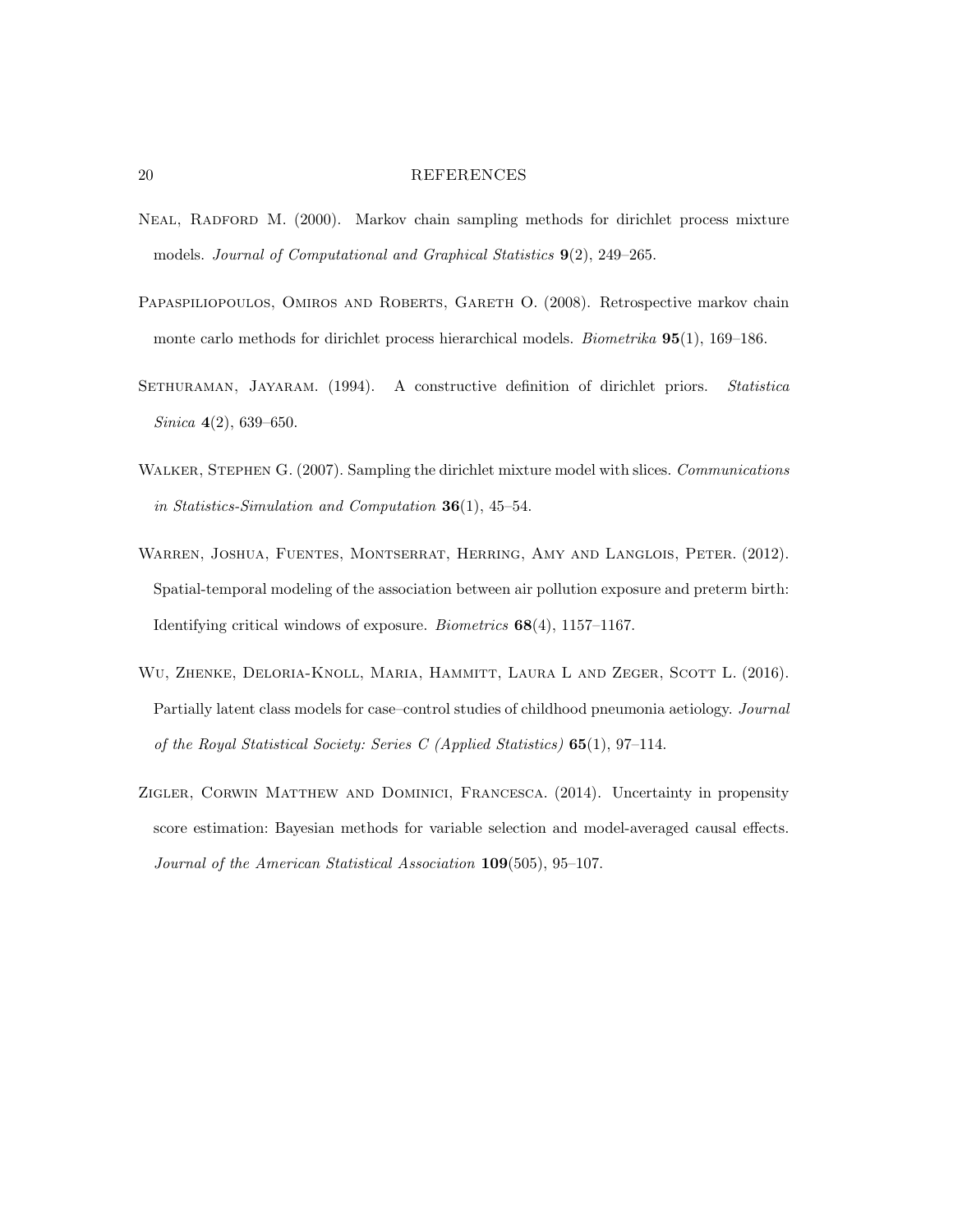Neal, Radford M. (2000). Markov chain sampling methods for dirichlet process mixture models. *Journal of Computational and Graphical Statistics* **9**(2), 249–265.

Papaspiliopoulos, Omiros and Roberts, Gareth O. (2008). Retrospective markov chain monte carlo methods for dirichlet process hierarchical models. *Biometrika* **95**(1), 169–186.

Sethuraman, Jayaram. (1994). A constructive definition of dirichlet priors. *Statistica Sinica* **4**(2), 639–650.

Walker, Stephen G. (2007). Sampling the dirichlet mixture model with slices. *Communications in Statistics-Simulation and Computation* **36**(1), 45–54.

Warren, Joshua, Fuentes, Montserrat, Herring, Amy and Langlois, Peter. (2012). Spatial-temporal modeling of the association between air pollution exposure and preterm birth: Identifying critical windows of exposure. *Biometrics* **68**(4), 1157–1167.

Wu, Zhenke, Deloria-Knoll, Maria, Hammitt, Laura L and Zeger, Scott L. (2016). Partially latent class models for case–control studies of childhood pneumonia aetiology. *Journal of the Royal Statistical Society: Series C (Applied Statistics)* **65**(1), 97–114.

Zigler, Corwin Matthew and Dominici, Francesca. (2014). Uncertainty in propensity score estimation: Bayesian methods for variable selection and model-averaged causal effects. *Journal of the American Statistical Association* **109**(505), 95–107.